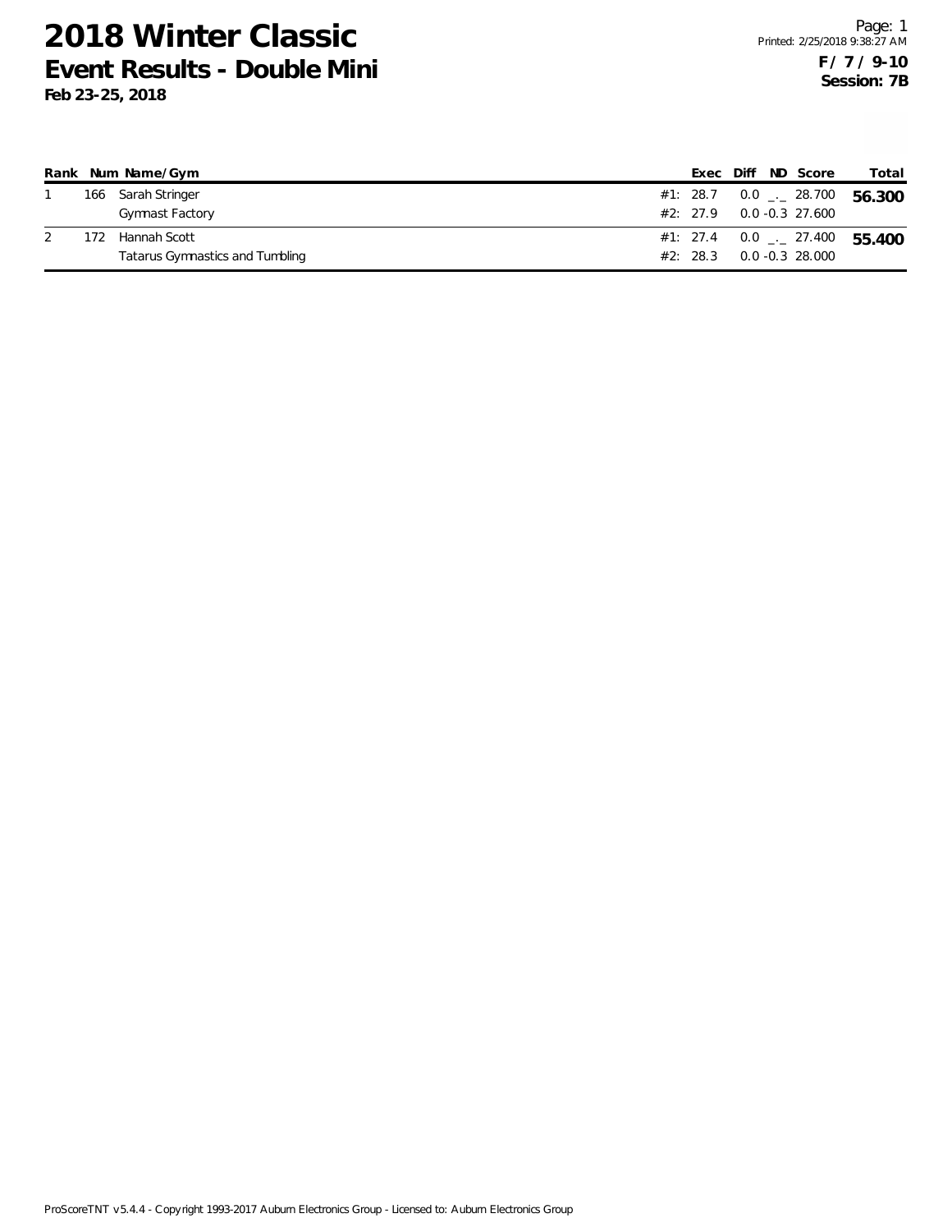# 2018 Winter Classic

## Event Results - Double Mini

**Feb 23-25, 2018**

**F / 7 / 9-10**
**Session: 7B**

| Rank | Num | Name/Gym | | Exec | Diff | ND | Score | Total |
|---|---|---|---|---|---|---|---|---|
| 1 | 166 | Sarah Stringer | #1: | 28.7 | 0.0 | _._ | 28.700 | **56.300** |
| | | Gymnast Factory | #2: | 27.9 | 0.0 | -0.3 | 27.600 | |
| 2 | 172 | Hannah Scott | #1: | 27.4 | 0.0 | _._ | 27.400 | **55.400** |
| | | Tatarus Gymnastics and Tumbling | #2: | 28.3 | 0.0 | -0.3 | 28.000 | |

ProScoreTNT v5.4.4 - Copyright 1993-2017 Auburn Electronics Group - Licensed to: Auburn Electronics Group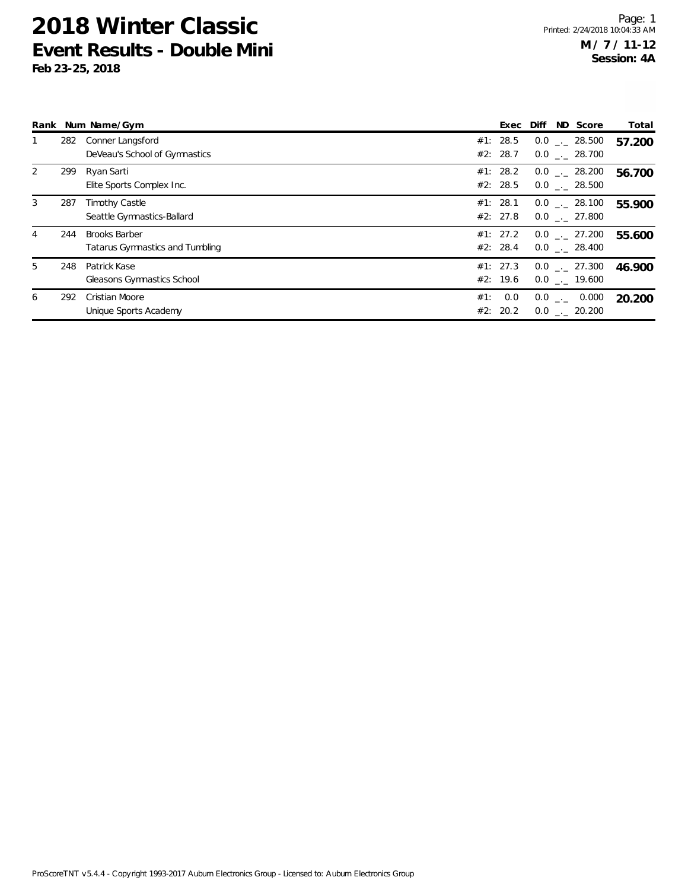# 2018 Winter Classic
## Event Results - Double Mini
**Feb 23-25, 2018**

Printed: 2/24/2018 10:04:33 AM

**M / 7 / 11-12**
**Session: 4A**

| Rank | Num | Name/Gym | | Exec | Diff | ND | Score | Total |
|---|---|---|---|---|---|---|---|---|
| 1 | 282 | Conner Langsford | #1: | 28.5 | 0.0 | _._ | 28.500 | **57.200** |
| | | DeVeau's School of Gymnastics | #2: | 28.7 | 0.0 | _._ | 28.700 | |
| 2 | 299 | Ryan Sarti | #1: | 28.2 | 0.0 | _._ | 28.200 | **56.700** |
| | | Elite Sports Complex Inc. | #2: | 28.5 | 0.0 | _._ | 28.500 | |
| 3 | 287 | Timothy Castle | #1: | 28.1 | 0.0 | _._ | 28.100 | **55.900** |
| | | Seattle Gymnastics-Ballard | #2: | 27.8 | 0.0 | _._ | 27.800 | |
| 4 | 244 | Brooks Barber | #1: | 27.2 | 0.0 | _._ | 27.200 | **55.600** |
| | | Tatarus Gymnastics and Tumbling | #2: | 28.4 | 0.0 | _._ | 28.400 | |
| 5 | 248 | Patrick Kase | #1: | 27.3 | 0.0 | _._ | 27.300 | **46.900** |
| | | Gleasons Gymnastics School | #2: | 19.6 | 0.0 | _._ | 19.600 | |
| 6 | 292 | Cristian Moore | #1: | 0.0 | 0.0 | _._ | 0.000 | **20.200** |
| | | Unique Sports Academy | #2: | 20.2 | 0.0 | _._ | 20.200 | |

ProScoreTNT v5.4.4 - Copyright 1993-2017 Auburn Electronics Group - Licensed to: Auburn Electronics Group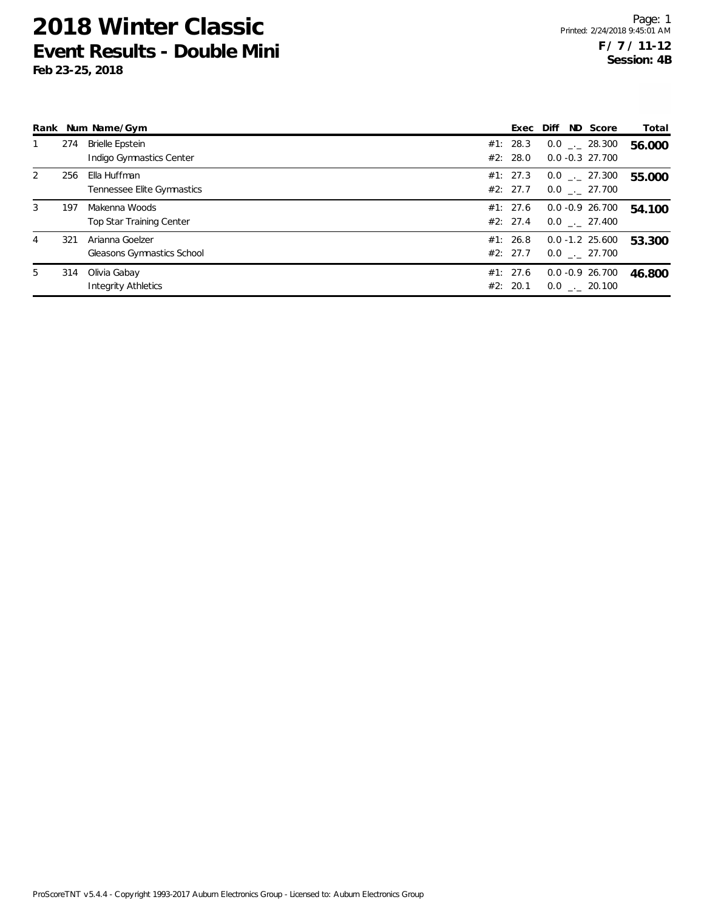# 2018 Winter Classic

## Event Results - Double Mini

**Feb 23-25, 2018**

**F / 7 / 11-12**
**Session: 4B**

| Rank | Num | Name/Gym | | Exec | Diff | ND | Score | Total |
|---|---|---|---|---|---|---|---|---|
| 1 | 274 | Brielle Epstein | #1: | 28.3 | 0.0 | _._ | 28.300 | **56.000** |
| | | Indigo Gymnastics Center | #2: | 28.0 | 0.0 | -0.3 | 27.700 | |
| 2 | 256 | Ella Huffman | #1: | 27.3 | 0.0 | _._ | 27.300 | **55.000** |
| | | Tennessee Elite Gymnastics | #2: | 27.7 | 0.0 | _._ | 27.700 | |
| 3 | 197 | Makenna Woods | #1: | 27.6 | 0.0 | -0.9 | 26.700 | **54.100** |
| | | Top Star Training Center | #2: | 27.4 | 0.0 | _._ | 27.400 | |
| 4 | 321 | Arianna Goelzer | #1: | 26.8 | 0.0 | -1.2 | 25.600 | **53.300** |
| | | Gleasons Gymnastics School | #2: | 27.7 | 0.0 | _._ | 27.700 | |
| 5 | 314 | Olivia Gabay | #1: | 27.6 | 0.0 | -0.9 | 26.700 | **46.800** |
| | | Integrity Athletics | #2: | 20.1 | 0.0 | _._ | 20.100 | |

ProScoreTNT v5.4.4 - Copyright 1993-2017 Auburn Electronics Group - Licensed to: Auburn Electronics Group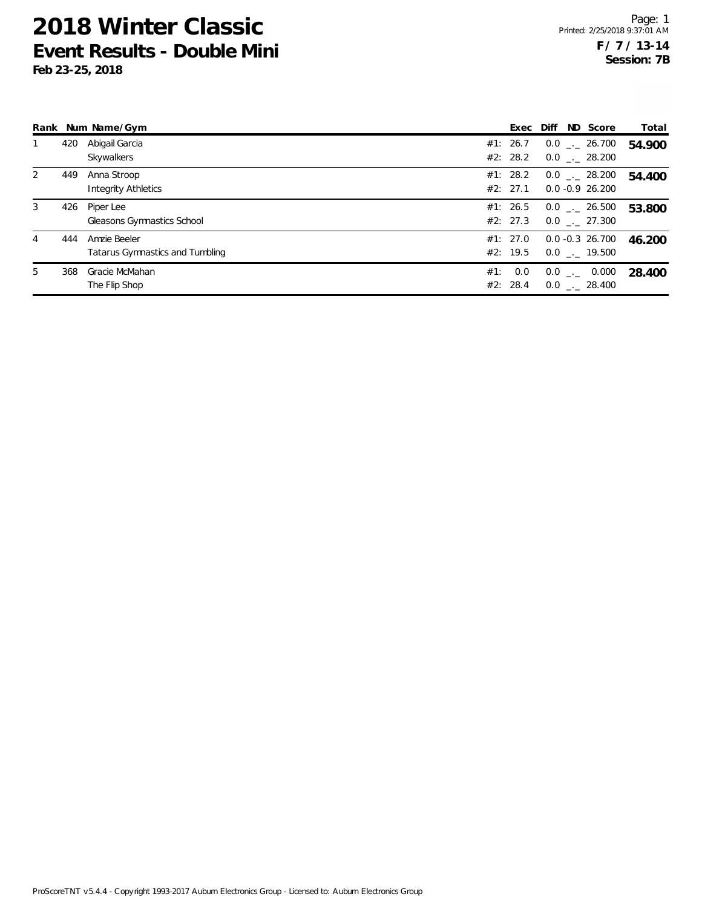# 2018 Winter Classic
## Event Results - Double Mini
**Feb 23-25, 2018**

Printed: 2/25/2018 9:37:01 AM

**F / 7 / 13-14**
**Session: 7B**

| Rank | Num | Name/Gym | | Exec | Diff | ND | Score | Total |
|---|---|---|---|---|---|---|---|---|
| 1 | 420 | Abigail Garcia | #1: | 26.7 | 0.0 | _._ | 26.700 | **54.900** |
| | | Skywalkers | #2: | 28.2 | 0.0 | _._ | 28.200 | |
| 2 | 449 | Anna Stroop | #1: | 28.2 | 0.0 | _._ | 28.200 | **54.400** |
| | | Integrity Athletics | #2: | 27.1 | 0.0 | -0.9 | 26.200 | |
| 3 | 426 | Piper Lee | #1: | 26.5 | 0.0 | _._ | 26.500 | **53.800** |
| | | Gleasons Gymnastics School | #2: | 27.3 | 0.0 | _._ | 27.300 | |
| 4 | 444 | Amzie Beeler | #1: | 27.0 | 0.0 | -0.3 | 26.700 | **46.200** |
| | | Tatarus Gymnastics and Tumbling | #2: | 19.5 | 0.0 | _._ | 19.500 | |
| 5 | 368 | Gracie McMahan | #1: | 0.0 | 0.0 | _._ | 0.000 | **28.400** |
| | | The Flip Shop | #2: | 28.4 | 0.0 | _._ | 28.400 | |

ProScoreTNT v5.4.4 - Copyright 1993-2017 Auburn Electronics Group - Licensed to: Auburn Electronics Group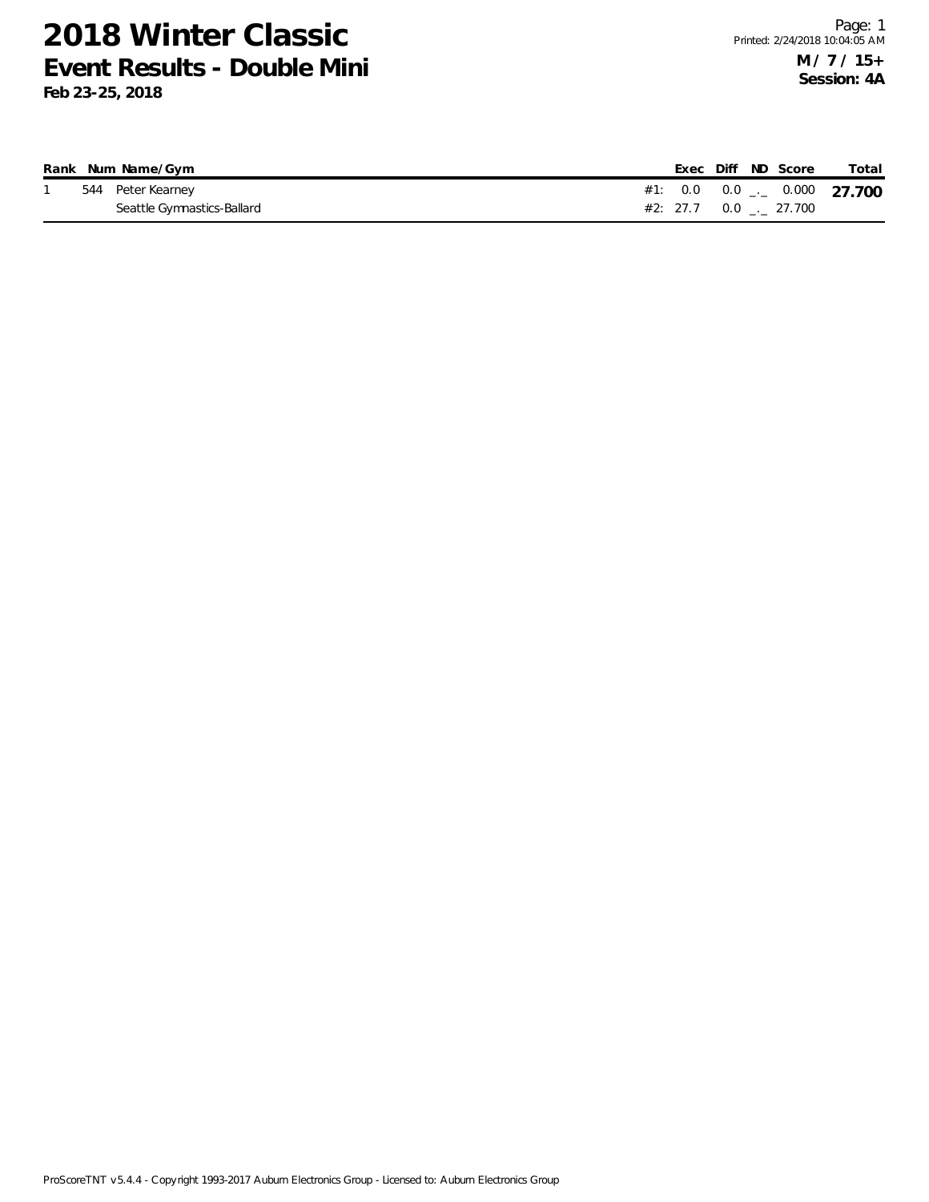# 2018 Winter Classic
## Event Results - Double Mini
**Feb 23-25, 2018**

**M / 7 / 15+**
**Session: 4A**

| Rank | Num | Name/Gym | | Exec | Diff | ND | Score | Total |
|---|---|---|---|---|---|---|---|---|
| 1 | 544 | Peter Kearney | #1: | 0.0 | 0.0 | _._ | 0.000 | **27.700** |
| | | Seattle Gymnastics-Ballard | #2: | 27.7 | 0.0 | _._ | 27.700 | |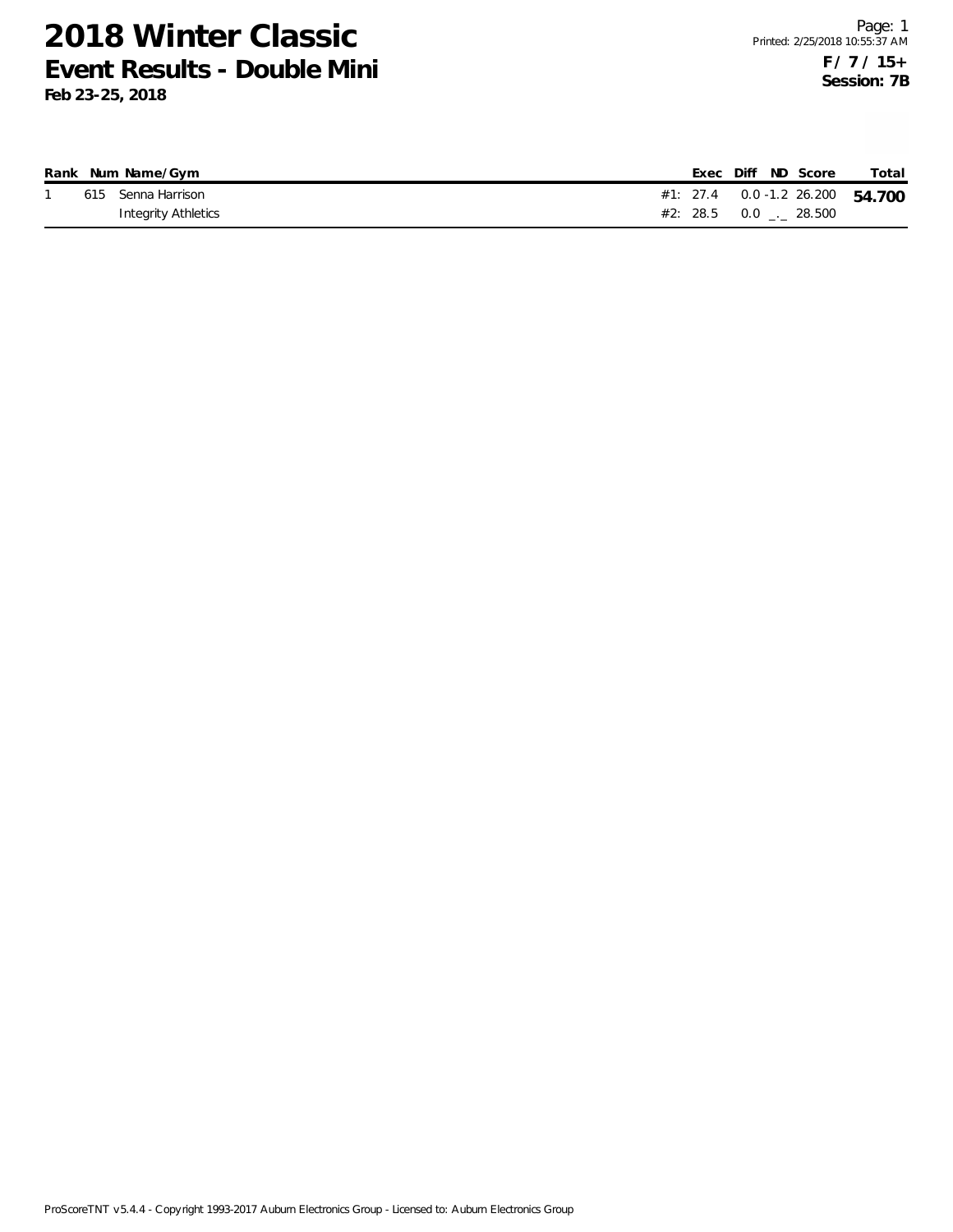# 2018 Winter Classic

## Event Results - Double Mini

**Feb 23-25, 2018**

**F / 7 / 15+**
**Session: 7B**

| Rank | Num | Name/Gym | | Exec | Diff | ND | Score | Total |
|---|---|---|---|---|---|---|---|---|
| 1 | 615 | Senna Harrison | #1: | 27.4 | 0.0 | -1.2 | 26.200 | **54.700** |
| | | Integrity Athletics | #2: | 28.5 | 0.0 | _._ | 28.500 | |

ProScoreTNT v5.4.4 - Copyright 1993-2017 Auburn Electronics Group - Licensed to: Auburn Electronics Group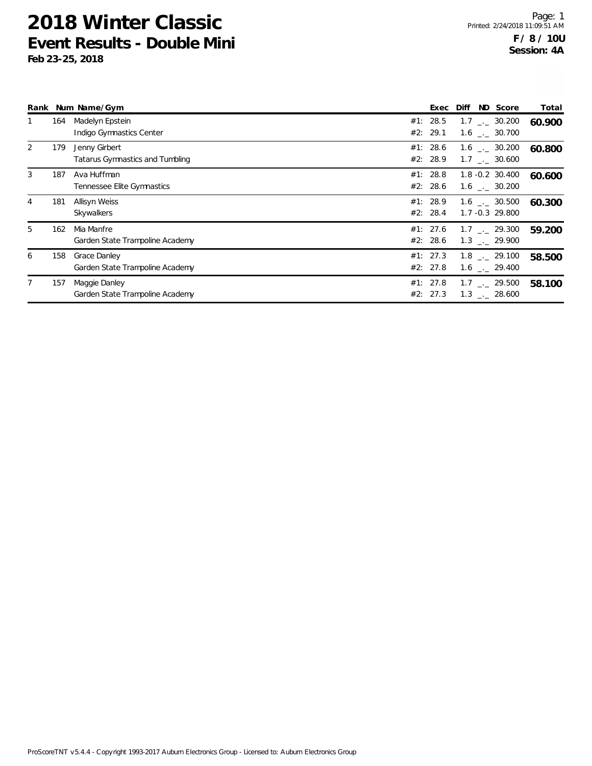# 2018 Winter Classic
## Event Results - Double Mini
**Feb 23-25, 2018**

**F / 8 / 10U**
**Session: 4A**

| Rank | Num | Name/Gym | | Exec | Diff | ND | Score | Total |
|---|---|---|---|---|---|---|---|---|
| 1 | 164 | Madelyn Epstein | #1: | 28.5 | 1.7 | _._ | 30.200 | **60.900** |
| | | Indigo Gymnastics Center | #2: | 29.1 | 1.6 | _._ | 30.700 | |
| 2 | 179 | Jenny Girbert | #1: | 28.6 | 1.6 | _._ | 30.200 | **60.800** |
| | | Tatarus Gymnastics and Tumbling | #2: | 28.9 | 1.7 | _._ | 30.600 | |
| 3 | 187 | Ava Huffman | #1: | 28.8 | 1.8 | -0.2 | 30.400 | **60.600** |
| | | Tennessee Elite Gymnastics | #2: | 28.6 | 1.6 | _._ | 30.200 | |
| 4 | 181 | Allisyn Weiss | #1: | 28.9 | 1.6 | _._ | 30.500 | **60.300** |
| | | Skywalkers | #2: | 28.4 | 1.7 | -0.3 | 29.800 | |
| 5 | 162 | Mia Manfre | #1: | 27.6 | 1.7 | _._ | 29.300 | **59.200** |
| | | Garden State Trampoline Academy | #2: | 28.6 | 1.3 | _._ | 29.900 | |
| 6 | 158 | Grace Danley | #1: | 27.3 | 1.8 | _._ | 29.100 | **58.500** |
| | | Garden State Trampoline Academy | #2: | 27.8 | 1.6 | _._ | 29.400 | |
| 7 | 157 | Maggie Danley | #1: | 27.8 | 1.7 | _._ | 29.500 | **58.100** |
| | | Garden State Trampoline Academy | #2: | 27.3 | 1.3 | _._ | 28.600 | |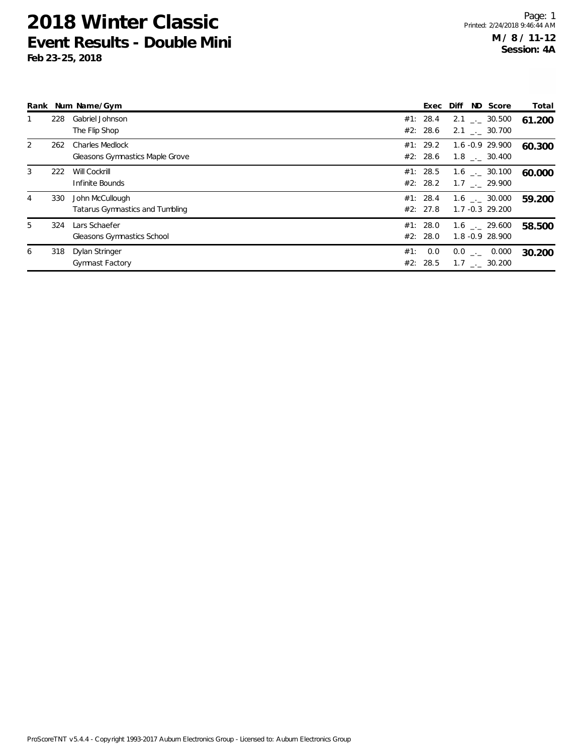# 2018 Winter Classic
## Event Results - Double Mini
**Feb 23-25, 2018**

**M / 8 / 11-12**
**Session: 4A**

| Rank | Num | Name/Gym | | Exec | Diff | ND | Score | Total |
|---|---|---|---|---|---|---|---|---|
| 1 | 228 | Gabriel Johnson | #1: | 28.4 | 2.1 | _._ | 30.500 | **61.200** |
| | | The Flip Shop | #2: | 28.6 | 2.1 | _._ | 30.700 | |
| 2 | 262 | Charles Medlock | #1: | 29.2 | 1.6 | -0.9 | 29.900 | **60.300** |
| | | Gleasons Gymnastics Maple Grove | #2: | 28.6 | 1.8 | _._ | 30.400 | |
| 3 | 222 | Will Cockrill | #1: | 28.5 | 1.6 | _._ | 30.100 | **60.000** |
| | | Infinite Bounds | #2: | 28.2 | 1.7 | _._ | 29.900 | |
| 4 | 330 | John McCullough | #1: | 28.4 | 1.6 | _._ | 30.000 | **59.200** |
| | | Tatarus Gymnastics and Tumbling | #2: | 27.8 | 1.7 | -0.3 | 29.200 | |
| 5 | 324 | Lars Schaefer | #1: | 28.0 | 1.6 | _._ | 29.600 | **58.500** |
| | | Gleasons Gymnastics School | #2: | 28.0 | 1.8 | -0.9 | 28.900 | |
| 6 | 318 | Dylan Stringer | #1: | 0.0 | 0.0 | _._ | 0.000 | **30.200** |
| | | Gymnast Factory | #2: | 28.5 | 1.7 | _._ | 30.200 | |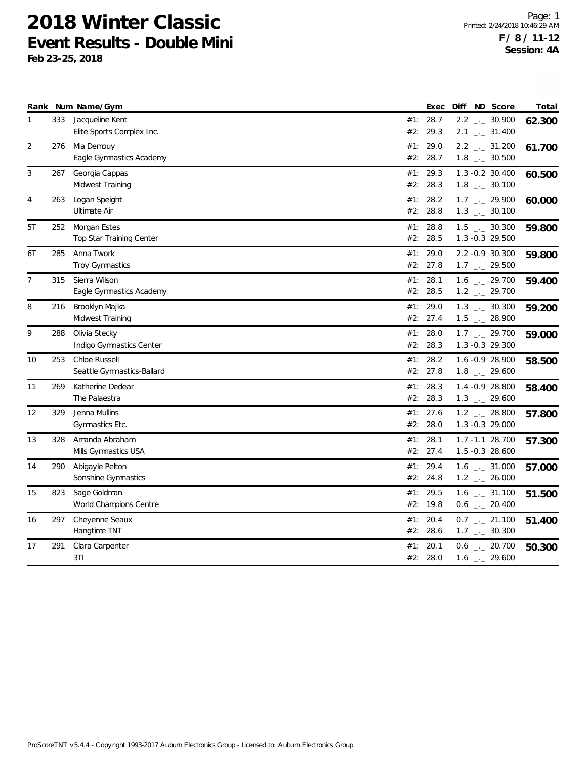# 2018 Winter Classic

## Event Results - Double Mini

**Feb 23-25, 2018**

**F / 8 / 11-12**
**Session: 4A**

| Rank | Num | Name/Gym | | Exec | Diff | ND | Score | Total |
|---|---|---|---|---|---|---|---|---|
| 1 | 333 | Jacqueline Kent | #1: | 28.7 | 2.2 | _._ | 30.900 | **62.300** |
| | | Elite Sports Complex Inc. | #2: | 29.3 | 2.1 | _._ | 31.400 | |
| 2 | 276 | Mia Demouy | #1: | 29.0 | 2.2 | _._ | 31.200 | **61.700** |
| | | Eagle Gymnastics Academy | #2: | 28.7 | 1.8 | _._ | 30.500 | |
| 3 | 267 | Georgia Cappas | #1: | 29.3 | 1.3 | -0.2 | 30.400 | **60.500** |
| | | Midwest Training | #2: | 28.3 | 1.8 | _._ | 30.100 | |
| 4 | 263 | Logan Speight | #1: | 28.2 | 1.7 | _._ | 29.900 | **60.000** |
| | | Ultimate Air | #2: | 28.8 | 1.3 | _._ | 30.100 | |
| 5T | 252 | Morgan Estes | #1: | 28.8 | 1.5 | _._ | 30.300 | **59.800** |
| | | Top Star Training Center | #2: | 28.5 | 1.3 | -0.3 | 29.500 | |
| 6T | 285 | Anna Twork | #1: | 29.0 | 2.2 | -0.9 | 30.300 | **59.800** |
| | | Troy Gymnastics | #2: | 27.8 | 1.7 | _._ | 29.500 | |
| 7 | 315 | Sierra Wilson | #1: | 28.1 | 1.6 | _._ | 29.700 | **59.400** |
| | | Eagle Gymnastics Academy | #2: | 28.5 | 1.2 | _._ | 29.700 | |
| 8 | 216 | Brooklyn Majka | #1: | 29.0 | 1.3 | _._ | 30.300 | **59.200** |
| | | Midwest Training | #2: | 27.4 | 1.5 | _._ | 28.900 | |
| 9 | 288 | Olivia Stecky | #1: | 28.0 | 1.7 | _._ | 29.700 | **59.000** |
| | | Indigo Gymnastics Center | #2: | 28.3 | 1.3 | -0.3 | 29.300 | |
| 10 | 253 | Chloe Russell | #1: | 28.2 | 1.6 | -0.9 | 28.900 | **58.500** |
| | | Seattle Gymnastics-Ballard | #2: | 27.8 | 1.8 | _._ | 29.600 | |
| 11 | 269 | Katherine Dedear | #1: | 28.3 | 1.4 | -0.9 | 28.800 | **58.400** |
| | | The Palaestra | #2: | 28.3 | 1.3 | _._ | 29.600 | |
| 12 | 329 | Jenna Mullins | #1: | 27.6 | 1.2 | _._ | 28.800 | **57.800** |
| | | Gymnastics Etc. | #2: | 28.0 | 1.3 | -0.3 | 29.000 | |
| 13 | 328 | Amanda Abraham | #1: | 28.1 | 1.7 | -1.1 | 28.700 | **57.300** |
| | | Mills Gymnastics USA | #2: | 27.4 | 1.5 | -0.3 | 28.600 | |
| 14 | 290 | Abigayle Pelton | #1: | 29.4 | 1.6 | _._ | 31.000 | **57.000** |
| | | Sonshine Gymnastics | #2: | 24.8 | 1.2 | _._ | 26.000 | |
| 15 | 823 | Sage Goldman | #1: | 29.5 | 1.6 | _._ | 31.100 | **51.500** |
| | | World Champions Centre | #2: | 19.8 | 0.6 | _._ | 20.400 | |
| 16 | 297 | Cheyenne Seaux | #1: | 20.4 | 0.7 | _._ | 21.100 | **51.400** |
| | | Hangtime TNT | #2: | 28.6 | 1.7 | _._ | 30.300 | |
| 17 | 291 | Clara Carpenter | #1: | 20.1 | 0.6 | _._ | 20.700 | **50.300** |
| | | 3TI | #2: | 28.0 | 1.6 | _._ | 29.600 | |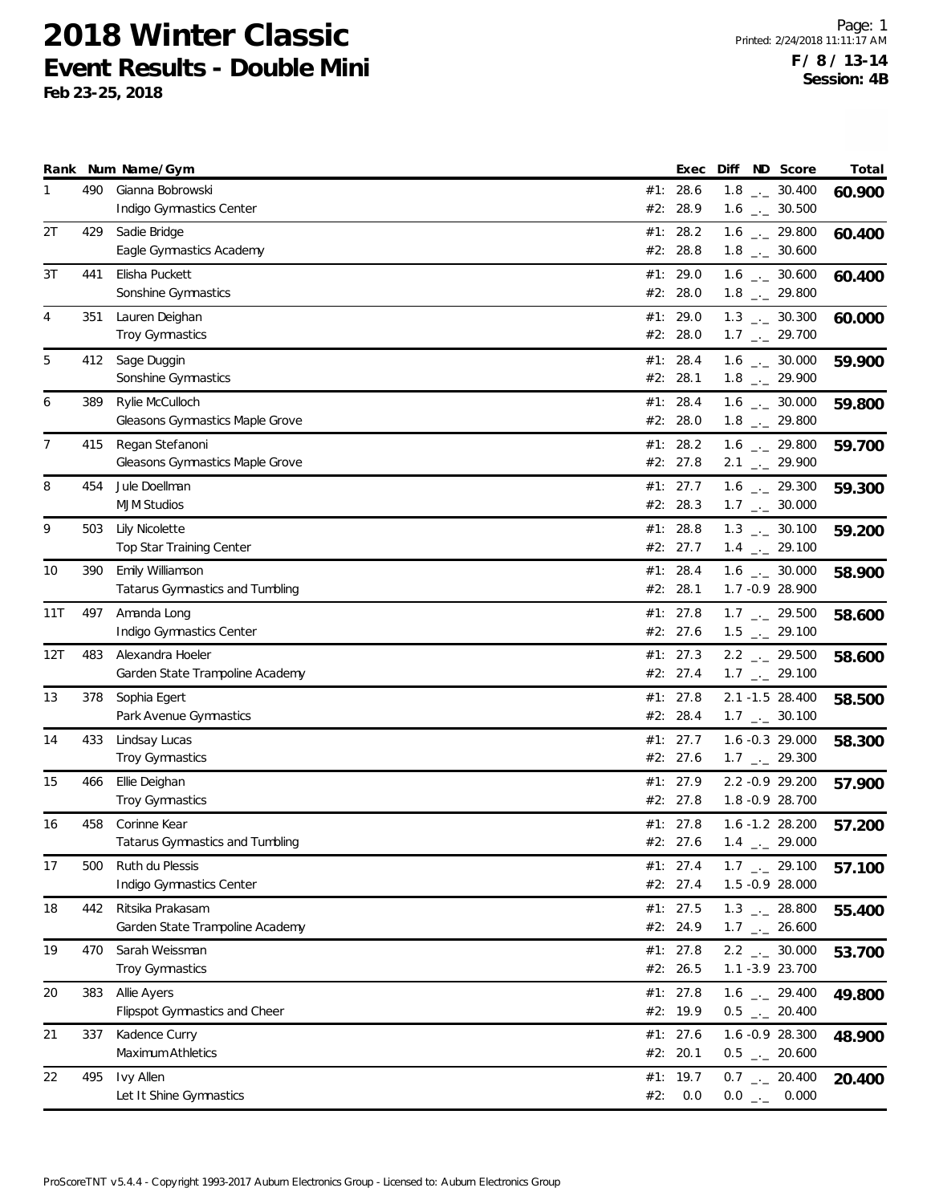# 2018 Winter Classic

## Event Results - Double Mini

**Feb 23-25, 2018**

**F / 8 / 13-14**
**Session: 4B**

| Rank | Num | Name/Gym | | Exec | Diff | ND | Score | Total |
|---|---|---|---|---|---|---|---|---|
| 1 | 490 | Gianna Bobrowski | #1: | 28.6 | 1.8 | _._ | 30.400 | **60.900** |
| | | Indigo Gymnastics Center | #2: | 28.9 | 1.6 | _._ | 30.500 | |
| 2T | 429 | Sadie Bridge | #1: | 28.2 | 1.6 | _._ | 29.800 | **60.400** |
| | | Eagle Gymnastics Academy | #2: | 28.8 | 1.8 | _._ | 30.600 | |
| 3T | 441 | Elisha Puckett | #1: | 29.0 | 1.6 | _._ | 30.600 | **60.400** |
| | | Sonshine Gymnastics | #2: | 28.0 | 1.8 | _._ | 29.800 | |
| 4 | 351 | Lauren Deighan | #1: | 29.0 | 1.3 | _._ | 30.300 | **60.000** |
| | | Troy Gymnastics | #2: | 28.0 | 1.7 | _._ | 29.700 | |
| 5 | 412 | Sage Duggin | #1: | 28.4 | 1.6 | _._ | 30.000 | **59.900** |
| | | Sonshine Gymnastics | #2: | 28.1 | 1.8 | _._ | 29.900 | |
| 6 | 389 | Rylie McCulloch | #1: | 28.4 | 1.6 | _._ | 30.000 | **59.800** |
| | | Gleasons Gymnastics Maple Grove | #2: | 28.0 | 1.8 | _._ | 29.800 | |
| 7 | 415 | Regan Stefanoni | #1: | 28.2 | 1.6 | _._ | 29.800 | **59.700** |
| | | Gleasons Gymnastics Maple Grove | #2: | 27.8 | 2.1 | _._ | 29.900 | |
| 8 | 454 | Jule Doellman | #1: | 27.7 | 1.6 | _._ | 29.300 | **59.300** |
| | | MJM Studios | #2: | 28.3 | 1.7 | _._ | 30.000 | |
| 9 | 503 | Lily Nicolette | #1: | 28.8 | 1.3 | _._ | 30.100 | **59.200** |
| | | Top Star Training Center | #2: | 27.7 | 1.4 | _._ | 29.100 | |
| 10 | 390 | Emily Williamson | #1: | 28.4 | 1.6 | _._ | 30.000 | **58.900** |
| | | Tatarus Gymnastics and Tumbling | #2: | 28.1 | 1.7 | -0.9 | 28.900 | |
| 11T | 497 | Amanda Long | #1: | 27.8 | 1.7 | _._ | 29.500 | **58.600** |
| | | Indigo Gymnastics Center | #2: | 27.6 | 1.5 | _._ | 29.100 | |
| 12T | 483 | Alexandra Hoeler | #1: | 27.3 | 2.2 | _._ | 29.500 | **58.600** |
| | | Garden State Trampoline Academy | #2: | 27.4 | 1.7 | _._ | 29.100 | |
| 13 | 378 | Sophia Egert | #1: | 27.8 | 2.1 | -1.5 | 28.400 | **58.500** |
| | | Park Avenue Gymnastics | #2: | 28.4 | 1.7 | _._ | 30.100 | |
| 14 | 433 | Lindsay Lucas | #1: | 27.7 | 1.6 | -0.3 | 29.000 | **58.300** |
| | | Troy Gymnastics | #2: | 27.6 | 1.7 | _._ | 29.300 | |
| 15 | 466 | Ellie Deighan | #1: | 27.9 | 2.2 | -0.9 | 29.200 | **57.900** |
| | | Troy Gymnastics | #2: | 27.8 | 1.8 | -0.9 | 28.700 | |
| 16 | 458 | Corinne Kear | #1: | 27.8 | 1.6 | -1.2 | 28.200 | **57.200** |
| | | Tatarus Gymnastics and Tumbling | #2: | 27.6 | 1.4 | _._ | 29.000 | |
| 17 | 500 | Ruth du Plessis | #1: | 27.4 | 1.7 | _._ | 29.100 | **57.100** |
| | | Indigo Gymnastics Center | #2: | 27.4 | 1.5 | -0.9 | 28.000 | |
| 18 | 442 | Ritsika Prakasam | #1: | 27.5 | 1.3 | _._ | 28.800 | **55.400** |
| | | Garden State Trampoline Academy | #2: | 24.9 | 1.7 | _._ | 26.600 | |
| 19 | 470 | Sarah Weissman | #1: | 27.8 | 2.2 | _._ | 30.000 | **53.700** |
| | | Troy Gymnastics | #2: | 26.5 | 1.1 | -3.9 | 23.700 | |
| 20 | 383 | Allie Ayers | #1: | 27.8 | 1.6 | _._ | 29.400 | **49.800** |
| | | Flipspot Gymnastics and Cheer | #2: | 19.9 | 0.5 | _._ | 20.400 | |
| 21 | 337 | Kadence Curry | #1: | 27.6 | 1.6 | -0.9 | 28.300 | **48.900** |
| | | Maximum Athletics | #2: | 20.1 | 0.5 | _._ | 20.600 | |
| 22 | 495 | Ivy Allen | #1: | 19.7 | 0.7 | _._ | 20.400 | **20.400** |
| | | Let It Shine Gymnastics | #2: | 0.0 | 0.0 | _._ | 0.000 | |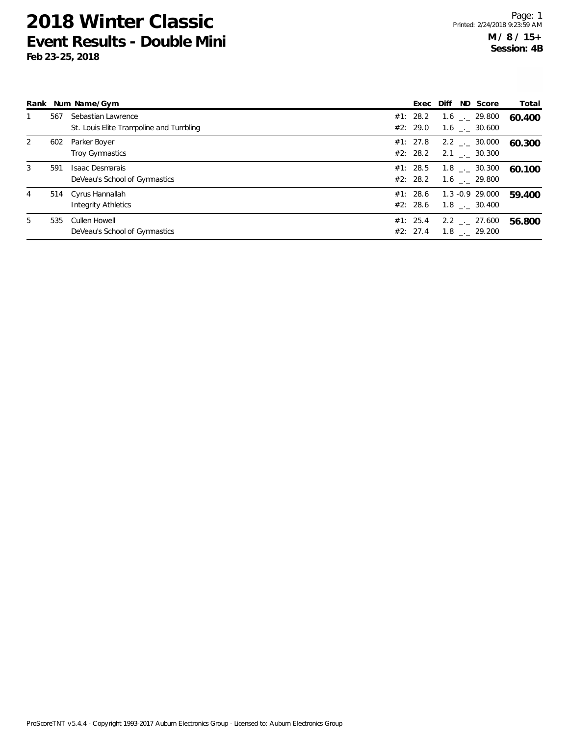# 2018 Winter Classic
## Event Results - Double Mini
**Feb 23-25, 2018**

Printed: 2/24/2018 9:23:59 AM

**M / 8 / 15+**
**Session: 4B**

| Rank | Num | Name/Gym | Exec | Diff | ND | Score | Total |
|---|---|---|---|---|---|---|---|
| 1 | 567 | Sebastian Lawrence | #1: 28.2 | 1.6 | _._ | 29.800 | **60.400** |
| | | St. Louis Elite Trampoline and Tumbling | #2: 29.0 | 1.6 | _._ | 30.600 | |
| 2 | 602 | Parker Boyer | #1: 27.8 | 2.2 | _._ | 30.000 | **60.300** |
| | | Troy Gymnastics | #2: 28.2 | 2.1 | _._ | 30.300 | |
| 3 | 591 | Isaac Desmarais | #1: 28.5 | 1.8 | _._ | 30.300 | **60.100** |
| | | DeVeau's School of Gymnastics | #2: 28.2 | 1.6 | _._ | 29.800 | |
| 4 | 514 | Cyrus Hannallah | #1: 28.6 | 1.3 | -0.9 | 29.000 | **59.400** |
| | | Integrity Athletics | #2: 28.6 | 1.8 | _._ | 30.400 | |
| 5 | 535 | Cullen Howell | #1: 25.4 | 2.2 | _._ | 27.600 | **56.800** |
| | | DeVeau's School of Gymnastics | #2: 27.4 | 1.8 | _._ | 29.200 | |

ProScoreTNT v5.4.4 - Copyright 1993-2017 Auburn Electronics Group - Licensed to: Auburn Electronics Group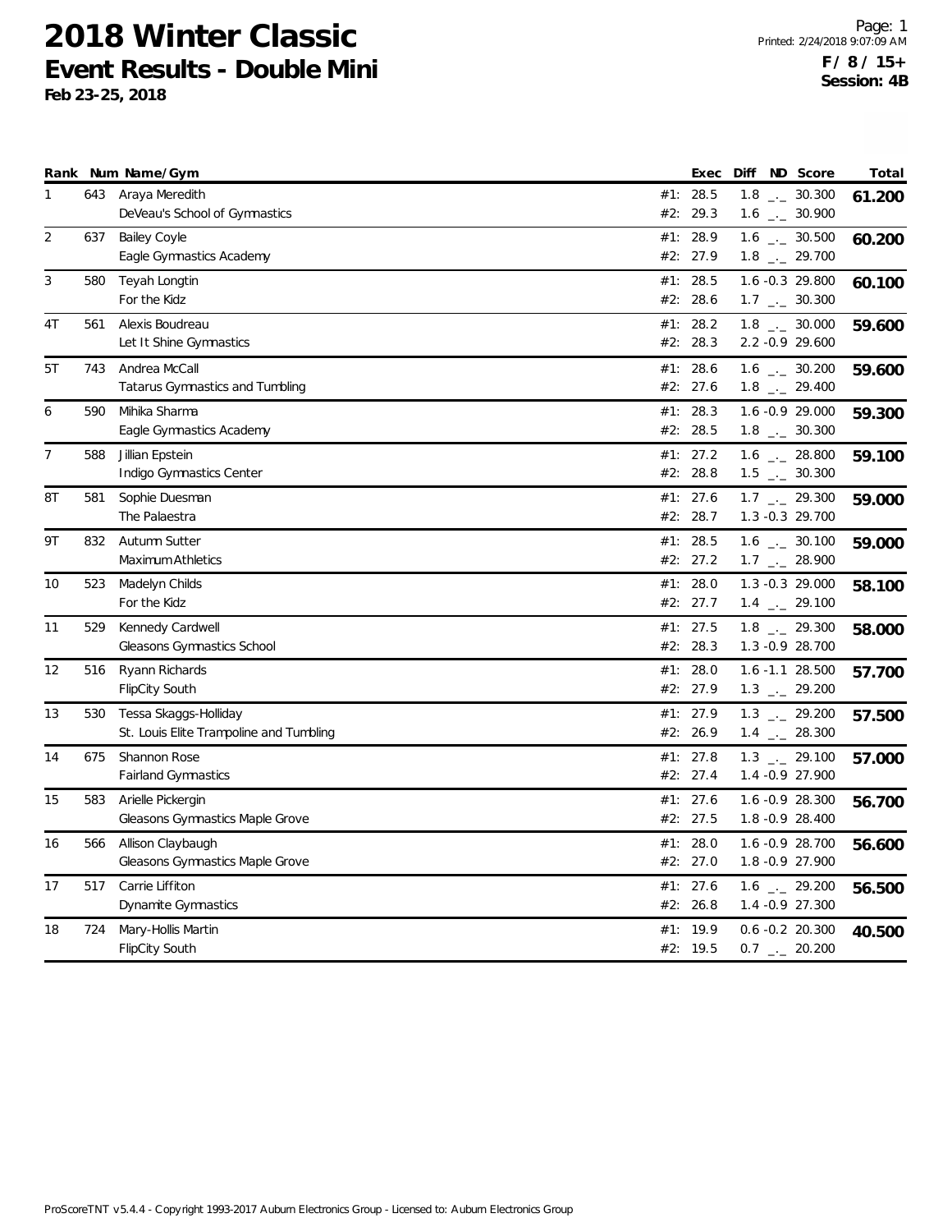# 2018 Winter Classic

## Event Results - Double Mini

**Feb 23-25, 2018**

**F / 8 / 15+**
**Session: 4B**

| Rank | Num | Name/Gym | | Exec | Diff | ND | Score | Total |
|---|---|---|---|---|---|---|---|---|
| 1 | 643 | Araya Meredith | #1: | 28.5 | 1.8 | _._ | 30.300 | 61.200 |
| | | DeVeau's School of Gymnastics | #2: | 29.3 | 1.6 | _._ | 30.900 | |
| 2 | 637 | Bailey Coyle | #1: | 28.9 | 1.6 | _._ | 30.500 | 60.200 |
| | | Eagle Gymnastics Academy | #2: | 27.9 | 1.8 | _._ | 29.700 | |
| 3 | 580 | Teyah Longtin | #1: | 28.5 | 1.6 | -0.3 | 29.800 | 60.100 |
| | | For the Kidz | #2: | 28.6 | 1.7 | _._ | 30.300 | |
| 4T | 561 | Alexis Boudreau | #1: | 28.2 | 1.8 | _._ | 30.000 | 59.600 |
| | | Let It Shine Gymnastics | #2: | 28.3 | 2.2 | -0.9 | 29.600 | |
| 5T | 743 | Andrea McCall | #1: | 28.6 | 1.6 | _._ | 30.200 | 59.600 |
| | | Tatarus Gymnastics and Tumbling | #2: | 27.6 | 1.8 | _._ | 29.400 | |
| 6 | 590 | Mihika Sharma | #1: | 28.3 | 1.6 | -0.9 | 29.000 | 59.300 |
| | | Eagle Gymnastics Academy | #2: | 28.5 | 1.8 | _._ | 30.300 | |
| 7 | 588 | Jillian Epstein | #1: | 27.2 | 1.6 | _._ | 28.800 | 59.100 |
| | | Indigo Gymnastics Center | #2: | 28.8 | 1.5 | _._ | 30.300 | |
| 8T | 581 | Sophie Duesman | #1: | 27.6 | 1.7 | _._ | 29.300 | 59.000 |
| | | The Palaestra | #2: | 28.7 | 1.3 | -0.3 | 29.700 | |
| 9T | 832 | Autumn Sutter | #1: | 28.5 | 1.6 | _._ | 30.100 | 59.000 |
| | | Maximum Athletics | #2: | 27.2 | 1.7 | _._ | 28.900 | |
| 10 | 523 | Madelyn Childs | #1: | 28.0 | 1.3 | -0.3 | 29.000 | 58.100 |
| | | For the Kidz | #2: | 27.7 | 1.4 | _._ | 29.100 | |
| 11 | 529 | Kennedy Cardwell | #1: | 27.5 | 1.8 | _._ | 29.300 | 58.000 |
| | | Gleasons Gymnastics School | #2: | 28.3 | 1.3 | -0.9 | 28.700 | |
| 12 | 516 | Ryann Richards | #1: | 28.0 | 1.6 | -1.1 | 28.500 | 57.700 |
| | | FlipCity South | #2: | 27.9 | 1.3 | _._ | 29.200 | |
| 13 | 530 | Tessa Skaggs-Holliday | #1: | 27.9 | 1.3 | _._ | 29.200 | 57.500 |
| | | St. Louis Elite Trampoline and Tumbling | #2: | 26.9 | 1.4 | _._ | 28.300 | |
| 14 | 675 | Shannon Rose | #1: | 27.8 | 1.3 | _._ | 29.100 | 57.000 |
| | | Fairland Gymnastics | #2: | 27.4 | 1.4 | -0.9 | 27.900 | |
| 15 | 583 | Arielle Pickergin | #1: | 27.6 | 1.6 | -0.9 | 28.300 | 56.700 |
| | | Gleasons Gymnastics Maple Grove | #2: | 27.5 | 1.8 | -0.9 | 28.400 | |
| 16 | 566 | Allison Claybaugh | #1: | 28.0 | 1.6 | -0.9 | 28.700 | 56.600 |
| | | Gleasons Gymnastics Maple Grove | #2: | 27.0 | 1.8 | -0.9 | 27.900 | |
| 17 | 517 | Carrie Liffiton | #1: | 27.6 | 1.6 | _._ | 29.200 | 56.500 |
| | | Dynamite Gymnastics | #2: | 26.8 | 1.4 | -0.9 | 27.300 | |
| 18 | 724 | Mary-Hollis Martin | #1: | 19.9 | 0.6 | -0.2 | 20.300 | 40.500 |
| | | FlipCity South | #2: | 19.5 | 0.7 | _._ | 20.200 | |